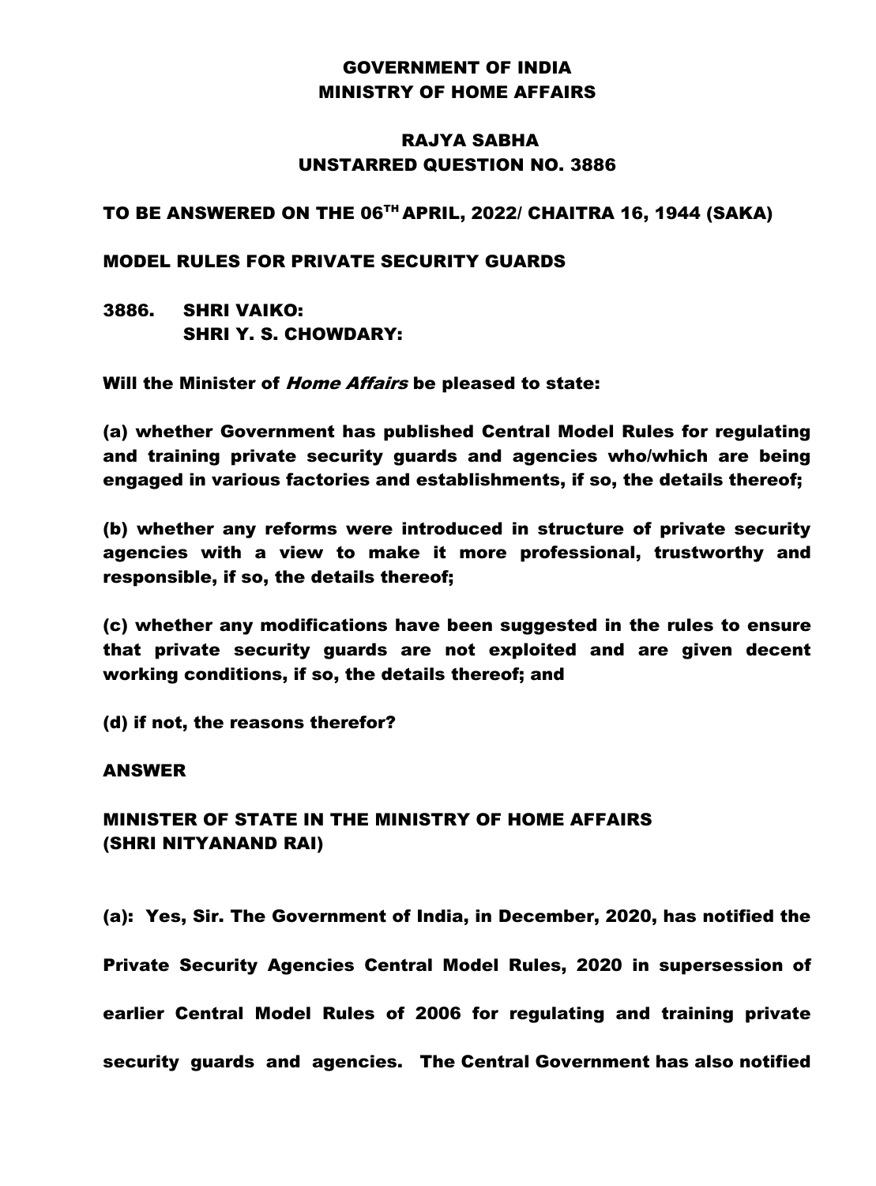# GOVERNMENT OF INDIA
# MINISTRY OF HOME AFFAIRS

## RAJYA SABHA
## UNSTARRED QUESTION NO. 3886

**TO BE ANSWERED ON THE 06TH APRIL, 2022/ CHAITRA 16, 1944 (SAKA)**

**MODEL RULES FOR PRIVATE SECURITY GUARDS**

**3886. SHRI VAIKO:**
**SHRI Y. S. CHOWDARY:**

**Will the Minister of *Home Affairs* be pleased to state:**

**(a) whether Government has published Central Model Rules for regulating and training private security guards and agencies who/which are being engaged in various factories and establishments, if so, the details thereof;**

**(b) whether any reforms were introduced in structure of private security agencies with a view to make it more professional, trustworthy and responsible, if so, the details thereof;**

**(c) whether any modifications have been suggested in the rules to ensure that private security guards are not exploited and are given decent working conditions, if so, the details thereof; and**

**(d) if not, the reasons therefor?**

**ANSWER**

**MINISTER OF STATE IN THE MINISTRY OF HOME AFFAIRS (SHRI NITYANAND RAI)**

**(a): Yes, Sir. The Government of India, in December, 2020, has notified the Private Security Agencies Central Model Rules, 2020 in supersession of earlier Central Model Rules of 2006 for regulating and training private security guards and agencies. The Central Government has also notified**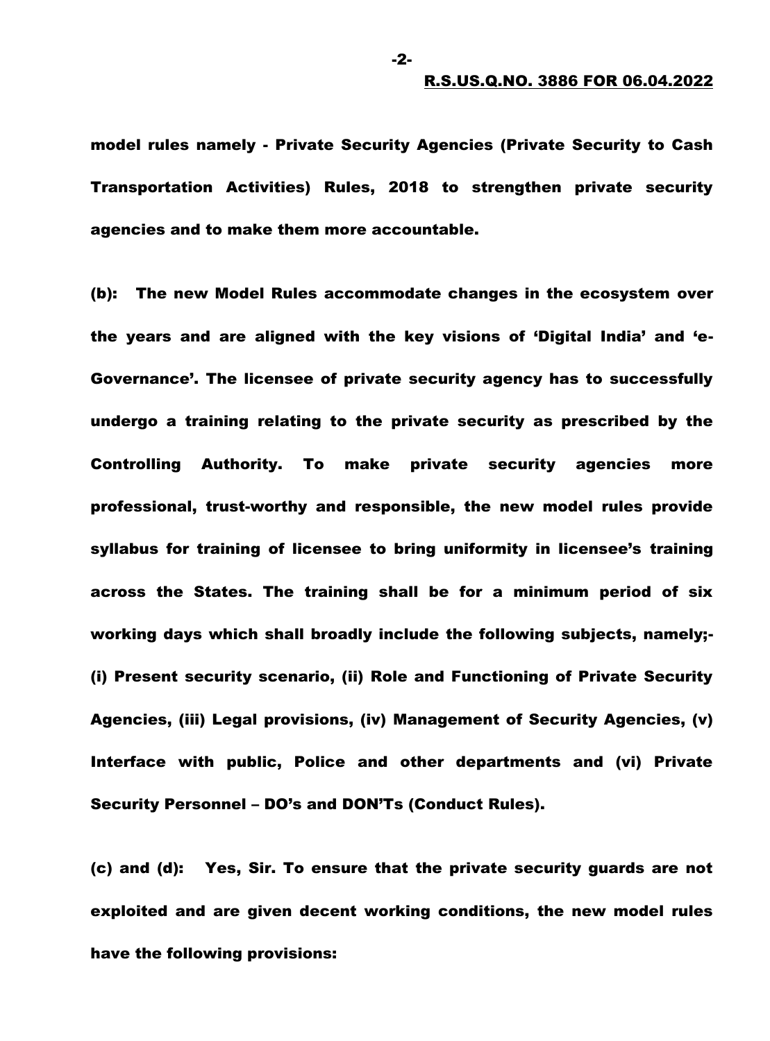**model rules namely - Private Security Agencies (Private Security to Cash Transportation Activities) Rules, 2018 to strengthen private security agencies and to make them more accountable.**

**(b): The new Model Rules accommodate changes in the ecosystem over the years and are aligned with the key visions of 'Digital India' and 'e-Governance'. The licensee of private security agency has to successfully undergo a training relating to the private security as prescribed by the Controlling Authority. To make private security agencies more professional, trust-worthy and responsible, the new model rules provide syllabus for training of licensee to bring uniformity in licensee's training across the States. The training shall be for a minimum period of six working days which shall broadly include the following subjects, namely;- (i) Present security scenario, (ii) Role and Functioning of Private Security Agencies, (iii) Legal provisions, (iv) Management of Security Agencies, (v) Interface with public, Police and other departments and (vi) Private Security Personnel – DO's and DON'Ts (Conduct Rules).**

**(c) and (d): Yes, Sir. To ensure that the private security guards are not exploited and are given decent working conditions, the new model rules have the following provisions:**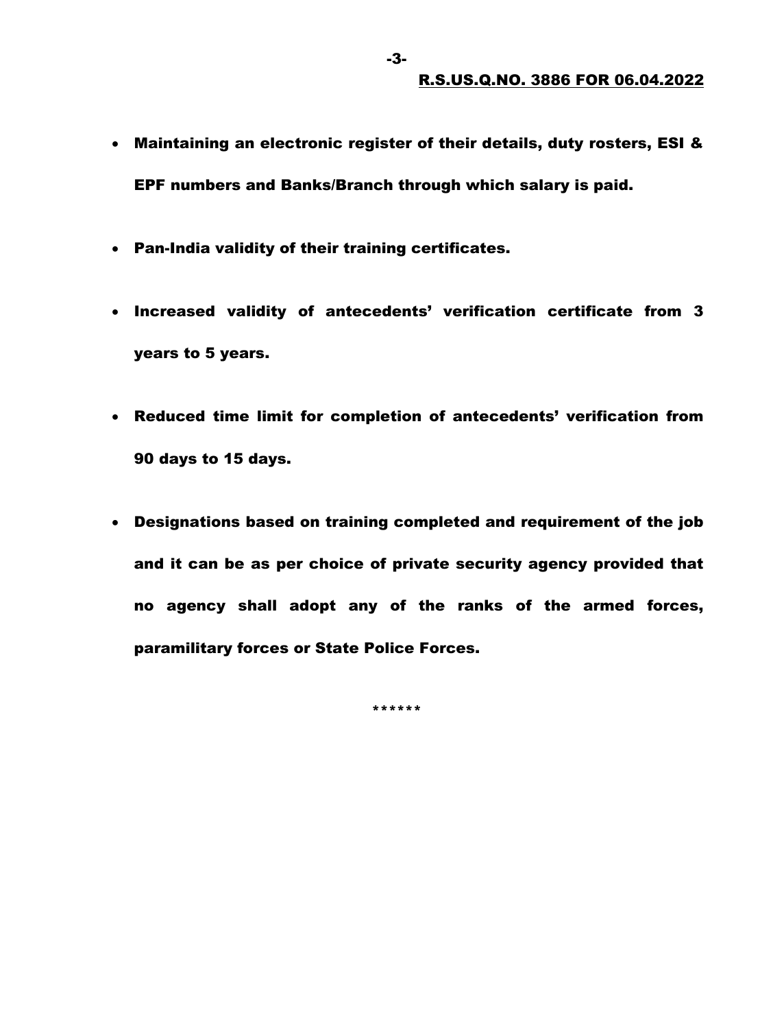- **Maintaining an electronic register of their details, duty rosters, ESI & EPF numbers and Banks/Branch through which salary is paid.**

- **Pan-India validity of their training certificates.**

- **Increased validity of antecedents' verification certificate from 3 years to 5 years.**

- **Reduced time limit for completion of antecedents' verification from 90 days to 15 days.**

- **Designations based on training completed and requirement of the job and it can be as per choice of private security agency provided that no agency shall adopt any of the ranks of the armed forces, paramilitary forces or State Police Forces.**

******